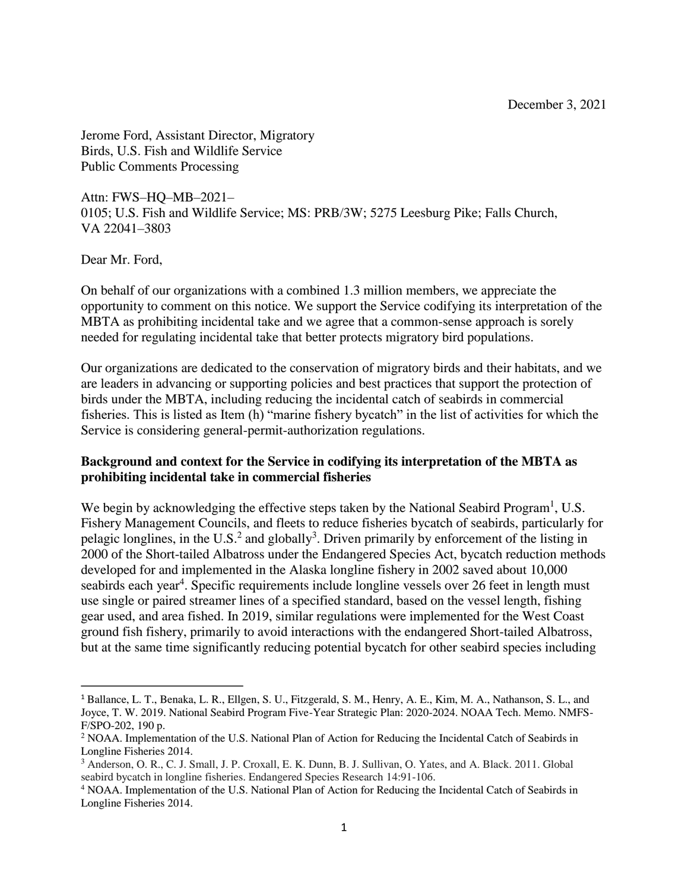December 3, 2021

Jerome Ford, Assistant Director, Migratory Birds, U.S. Fish and Wildlife Service
Public Comments Processing

Attn: FWS–HQ–MB–2021–0105; U.S. Fish and Wildlife Service; MS: PRB/3W; 5275 Leesburg Pike; Falls Church, VA 22041–3803

Dear Mr. Ford,

On behalf of our organizations with a combined 1.3 million members, we appreciate the opportunity to comment on this notice. We support the Service codifying its interpretation of the MBTA as prohibiting incidental take and we agree that a common-sense approach is sorely needed for regulating incidental take that better protects migratory bird populations.

Our organizations are dedicated to the conservation of migratory birds and their habitats, and we are leaders in advancing or supporting policies and best practices that support the protection of birds under the MBTA, including reducing the incidental catch of seabirds in commercial fisheries. This is listed as Item (h) "marine fishery bycatch" in the list of activities for which the Service is considering general-permit-authorization regulations.

**Background and context for the Service in codifying its interpretation of the MBTA as prohibiting incidental take in commercial fisheries**

We begin by acknowledging the effective steps taken by the National Seabird Program[1], U.S. Fishery Management Councils, and fleets to reduce fisheries bycatch of seabirds, particularly for pelagic longlines, in the U.S.[2] and globally[3]. Driven primarily by enforcement of the listing in 2000 of the Short-tailed Albatross under the Endangered Species Act, bycatch reduction methods developed for and implemented in the Alaska longline fishery in 2002 saved about 10,000 seabirds each year[4]. Specific requirements include longline vessels over 26 feet in length must use single or paired streamer lines of a specified standard, based on the vessel length, fishing gear used, and area fished. In 2019, similar regulations were implemented for the West Coast ground fish fishery, primarily to avoid interactions with the endangered Short-tailed Albatross, but at the same time significantly reducing potential bycatch for other seabird species including

---

[1] Ballance, L. T., Benaka, L. R., Ellgen, S. U., Fitzgerald, S. M., Henry, A. E., Kim, M. A., Nathanson, S. L., and Joyce, T. W. 2019. National Seabird Program Five-Year Strategic Plan: 2020-2024. NOAA Tech. Memo. NMFS-F/SPO-202, 190 p.

[2] NOAA. Implementation of the U.S. National Plan of Action for Reducing the Incidental Catch of Seabirds in Longline Fisheries 2014.

[3] Anderson, O. R., C. J. Small, J. P. Croxall, E. K. Dunn, B. J. Sullivan, O. Yates, and A. Black. 2011. Global seabird bycatch in longline fisheries. Endangered Species Research 14:91-106.

[4] NOAA. Implementation of the U.S. National Plan of Action for Reducing the Incidental Catch of Seabirds in Longline Fisheries 2014.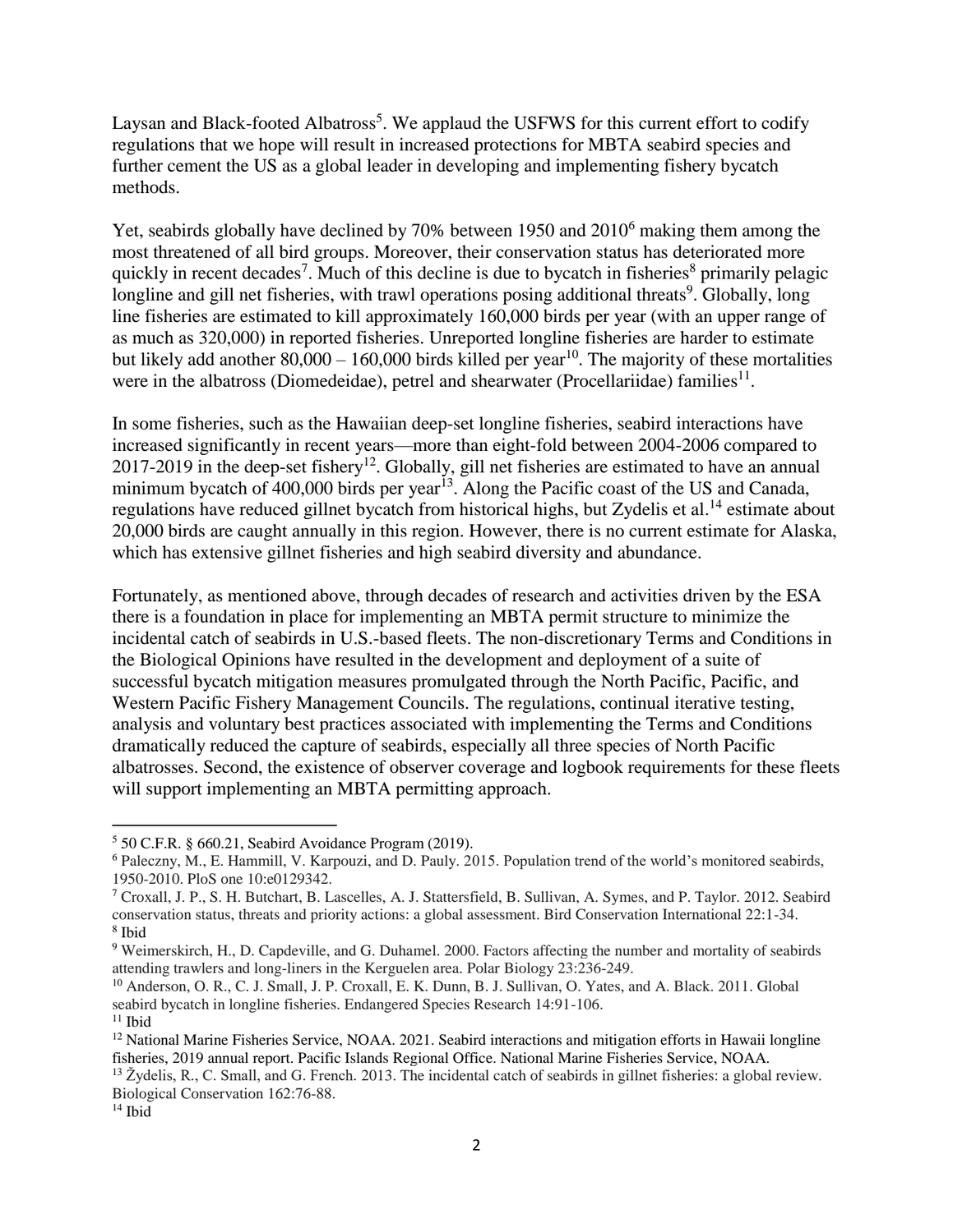Laysan and Black-footed Albatross[5]. We applaud the USFWS for this current effort to codify regulations that we hope will result in increased protections for MBTA seabird species and further cement the US as a global leader in developing and implementing fishery bycatch methods.

Yet, seabirds globally have declined by 70% between 1950 and 2010[6] making them among the most threatened of all bird groups. Moreover, their conservation status has deteriorated more quickly in recent decades[7]. Much of this decline is due to bycatch in fisheries[8] primarily pelagic longline and gill net fisheries, with trawl operations posing additional threats[9]. Globally, long line fisheries are estimated to kill approximately 160,000 birds per year (with an upper range of as much as 320,000) in reported fisheries. Unreported longline fisheries are harder to estimate but likely add another 80,000 – 160,000 birds killed per year[10]. The majority of these mortalities were in the albatross (Diomedeidae), petrel and shearwater (Procellariidae) families[11].

In some fisheries, such as the Hawaiian deep-set longline fisheries, seabird interactions have increased significantly in recent years—more than eight-fold between 2004-2006 compared to 2017-2019 in the deep-set fishery[12]. Globally, gill net fisheries are estimated to have an annual minimum bycatch of 400,000 birds per year[13]. Along the Pacific coast of the US and Canada, regulations have reduced gillnet bycatch from historical highs, but Zydelis et al.[14] estimate about 20,000 birds are caught annually in this region. However, there is no current estimate for Alaska, which has extensive gillnet fisheries and high seabird diversity and abundance.

Fortunately, as mentioned above, through decades of research and activities driven by the ESA there is a foundation in place for implementing an MBTA permit structure to minimize the incidental catch of seabirds in U.S.-based fleets. The non-discretionary Terms and Conditions in the Biological Opinions have resulted in the development and deployment of a suite of successful bycatch mitigation measures promulgated through the North Pacific, Pacific, and Western Pacific Fishery Management Councils. The regulations, continual iterative testing, analysis and voluntary best practices associated with implementing the Terms and Conditions dramatically reduced the capture of seabirds, especially all three species of North Pacific albatrosses. Second, the existence of observer coverage and logbook requirements for these fleets will support implementing an MBTA permitting approach.

---

[5] 50 C.F.R. § 660.21, Seabird Avoidance Program (2019).

[6] Paleczny, M., E. Hammill, V. Karpouzi, and D. Pauly. 2015. Population trend of the world's monitored seabirds, 1950-2010. PloS one 10:e0129342.

[7] Croxall, J. P., S. H. Butchart, B. Lascelles, A. J. Stattersfield, B. Sullivan, A. Symes, and P. Taylor. 2012. Seabird conservation status, threats and priority actions: a global assessment. Bird Conservation International 22:1-34.

[8] Ibid

[9] Weimerskirch, H., D. Capdeville, and G. Duhamel. 2000. Factors affecting the number and mortality of seabirds attending trawlers and long-liners in the Kerguelen area. Polar Biology 23:236-249.

[10] Anderson, O. R., C. J. Small, J. P. Croxall, E. K. Dunn, B. J. Sullivan, O. Yates, and A. Black. 2011. Global seabird bycatch in longline fisheries. Endangered Species Research 14:91-106.

[11] Ibid

[12] National Marine Fisheries Service, NOAA. 2021. Seabird interactions and mitigation efforts in Hawaii longline fisheries, 2019 annual report. Pacific Islands Regional Office. National Marine Fisheries Service, NOAA.

[13] Žydelis, R., C. Small, and G. French. 2013. The incidental catch of seabirds in gillnet fisheries: a global review. Biological Conservation 162:76-88.

[14] Ibid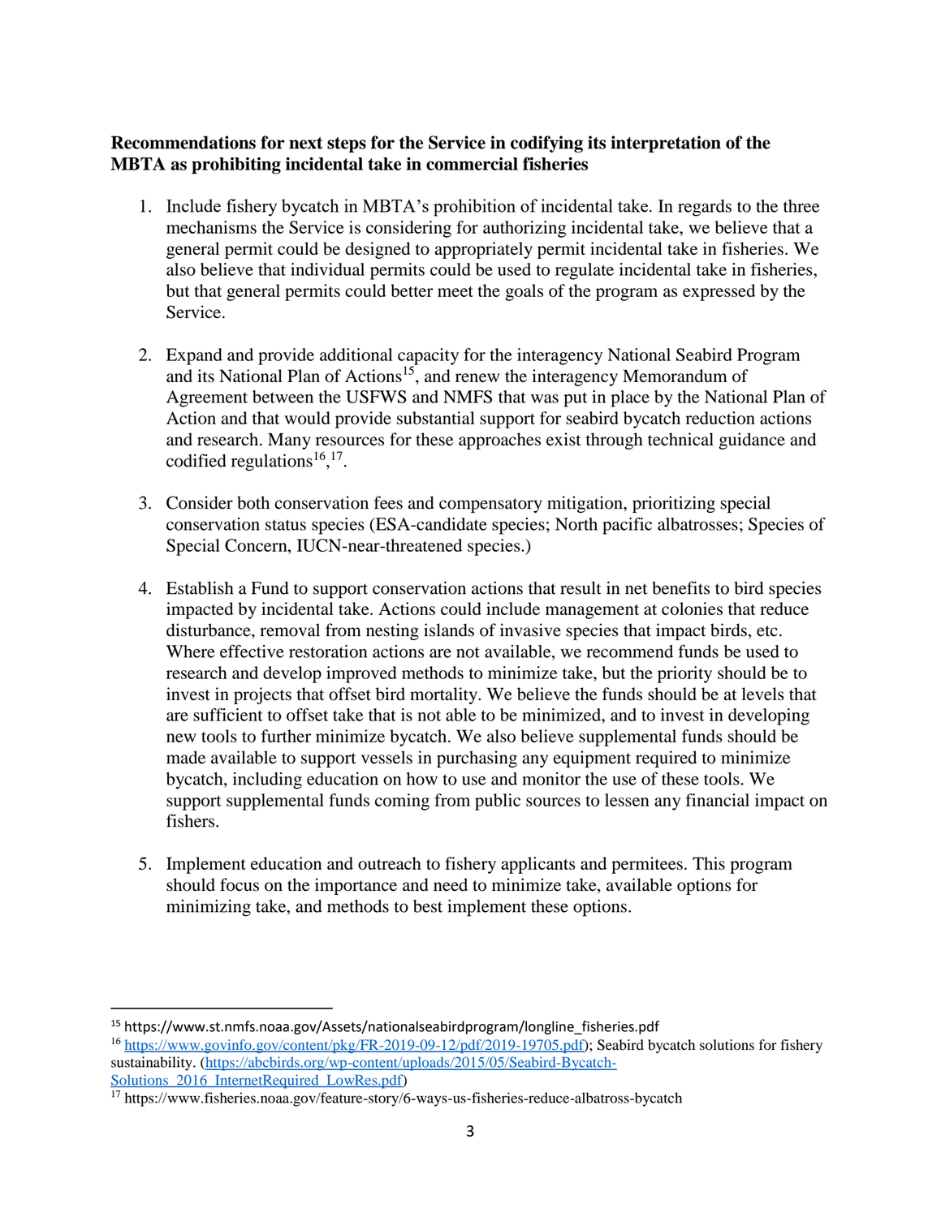**Recommendations for next steps for the Service in codifying its interpretation of the MBTA as prohibiting incidental take in commercial fisheries**

1. Include fishery bycatch in MBTA's prohibition of incidental take. In regards to the three mechanisms the Service is considering for authorizing incidental take, we believe that a general permit could be designed to appropriately permit incidental take in fisheries. We also believe that individual permits could be used to regulate incidental take in fisheries, but that general permits could better meet the goals of the program as expressed by the Service.

2. Expand and provide additional capacity for the interagency National Seabird Program and its National Plan of Actions[15], and renew the interagency Memorandum of Agreement between the USFWS and NMFS that was put in place by the National Plan of Action and that would provide substantial support for seabird bycatch reduction actions and research. Many resources for these approaches exist through technical guidance and codified regulations[16],[17].

3. Consider both conservation fees and compensatory mitigation, prioritizing special conservation status species (ESA-candidate species; North pacific albatrosses; Species of Special Concern, IUCN-near-threatened species.)

4. Establish a Fund to support conservation actions that result in net benefits to bird species impacted by incidental take. Actions could include management at colonies that reduce disturbance, removal from nesting islands of invasive species that impact birds, etc. Where effective restoration actions are not available, we recommend funds be used to research and develop improved methods to minimize take, but the priority should be to invest in projects that offset bird mortality. We believe the funds should be at levels that are sufficient to offset take that is not able to be minimized, and to invest in developing new tools to further minimize bycatch. We also believe supplemental funds should be made available to support vessels in purchasing any equipment required to minimize bycatch, including education on how to use and monitor the use of these tools. We support supplemental funds coming from public sources to lessen any financial impact on fishers.

5. Implement education and outreach to fishery applicants and permitees. This program should focus on the importance and need to minimize take, available options for minimizing take, and methods to best implement these options.

---

[15] https://www.st.nmfs.noaa.gov/Assets/nationalseabirdprogram/longline_fisheries.pdf

[16] https://www.govinfo.gov/content/pkg/FR-2019-09-12/pdf/2019-19705.pdf); Seabird bycatch solutions for fishery sustainability. (https://abcbirds.org/wp-content/uploads/2015/05/Seabird-Bycatch-Solutions_2016_InternetRequired_LowRes.pdf)

[17] https://www.fisheries.noaa.gov/feature-story/6-ways-us-fisheries-reduce-albatross-bycatch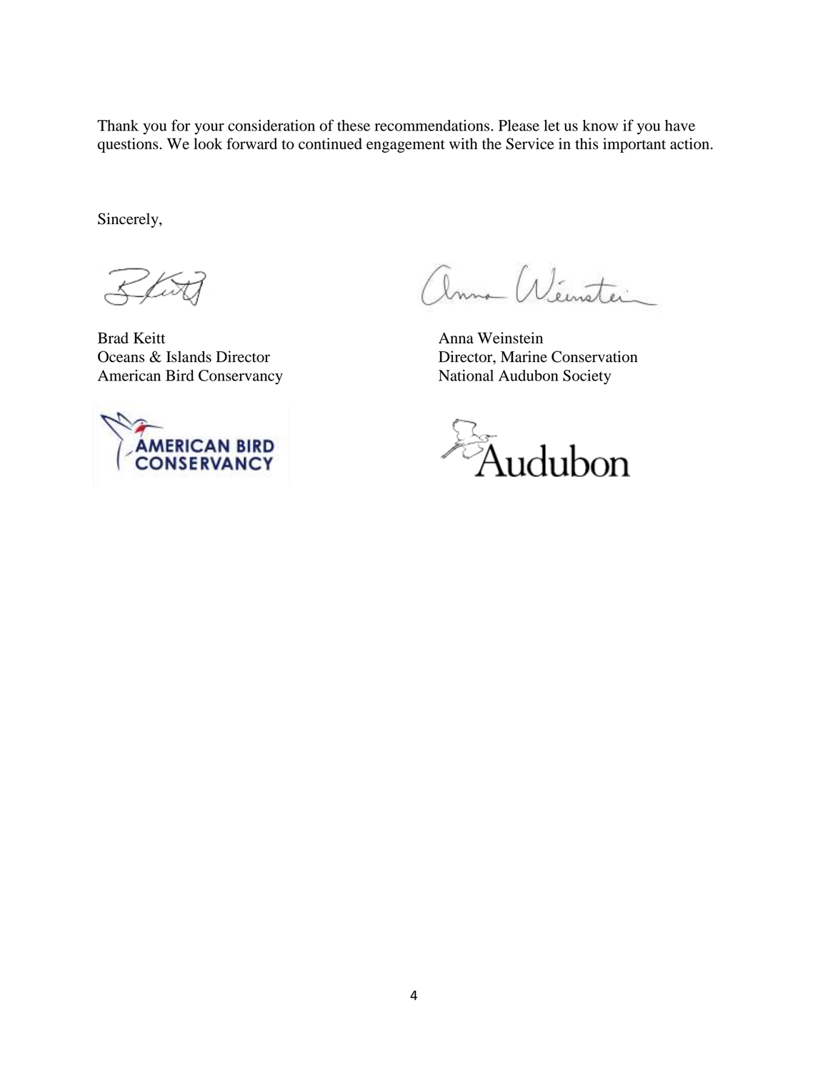Thank you for your consideration of these recommendations. Please let us know if you have questions. We look forward to continued engagement with the Service in this important action.

Sincerely,

Brad Keitt
Oceans & Islands Director
American Bird Conservancy

Anna Weinstein
Director, Marine Conservation
National Audubon Society